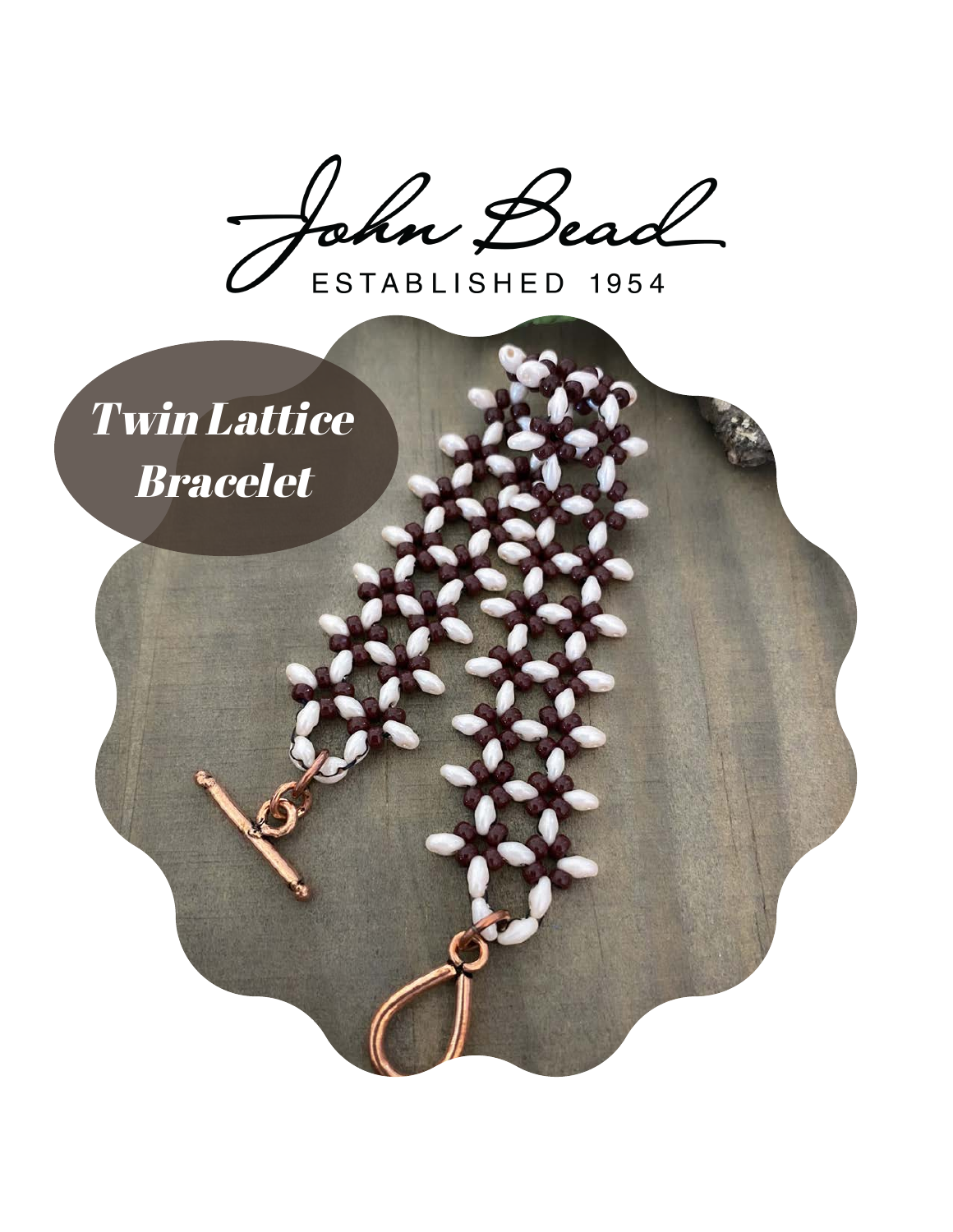John Bead

ESTABLISHED 1954

# *Twin Lattice Bracelet*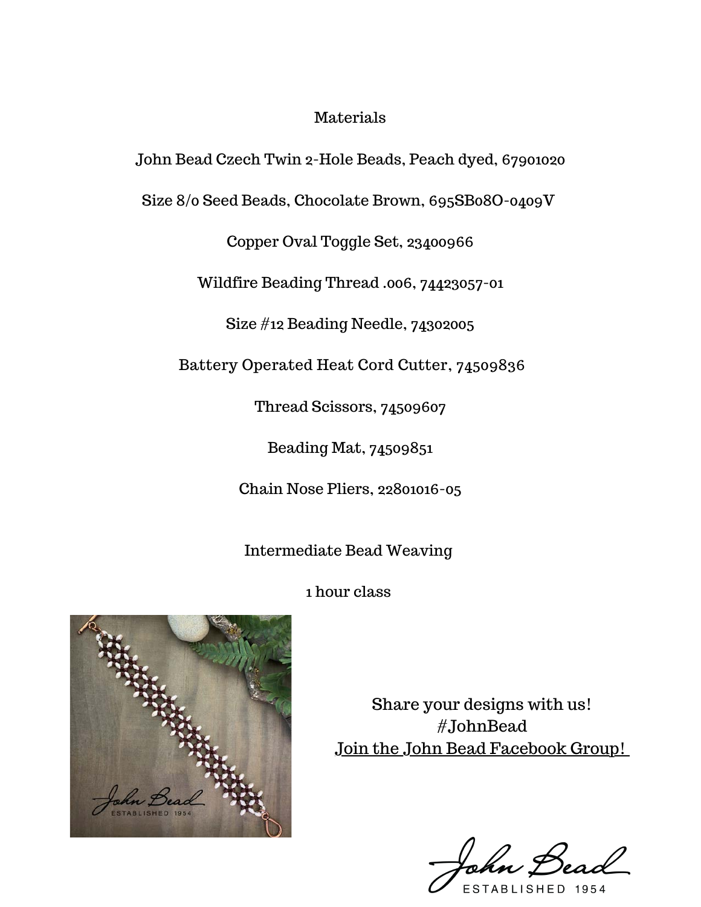## Materials

John Bead Czech Twin 2-Hole Beads, Peach dyed, 67901020

Size 8/0 Seed Beads, Chocolate Brown, 695SB08O-0409V

Copper Oval Toggle Set, 23400966

Wildfire Beading Thread .006, 74423057-01

Size #12 Beading Needle, 74302005

Battery Operated Heat Cord Cutter, 74509836

Thread Scissors, 74509607

Beading Mat, 74509851

Chain Nose Pliers, 22801016-05

Intermediate Bead Weaving

1 hour class

Share your designs with us!
#JohnBead
Join the John Bead Facebook Group!

John Bead
ESTABLISHED 1954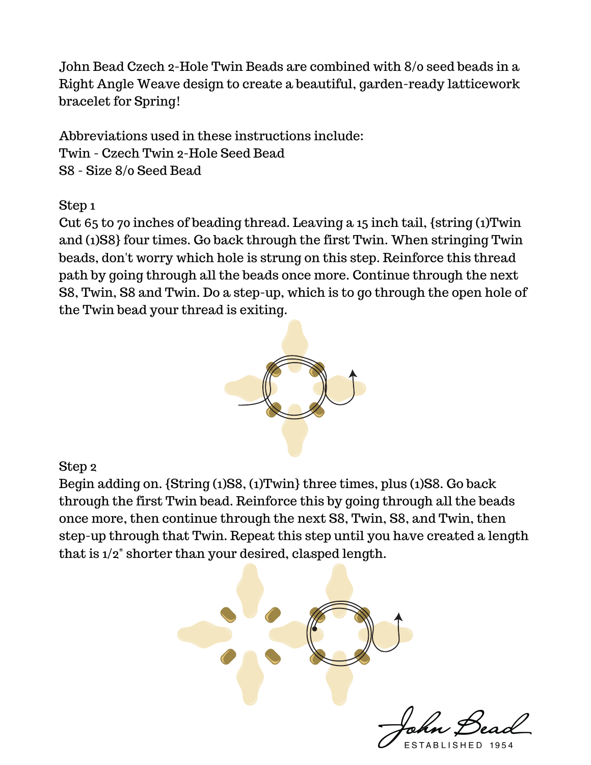John Bead Czech 2-Hole Twin Beads are combined with 8/0 seed beads in a Right Angle Weave design to create a beautiful, garden-ready latticework bracelet for Spring!

Abbreviations used in these instructions include:
Twin - Czech Twin 2-Hole Seed Bead
S8 - Size 8/0 Seed Bead

Step 1
Cut 65 to 70 inches of beading thread. Leaving a 15 inch tail, {string (1)Twin and (1)S8} four times. Go back through the first Twin. When stringing Twin beads, don't worry which hole is strung on this step. Reinforce this thread path by going through all the beads once more. Continue through the next S8, Twin, S8 and Twin. Do a step-up, which is to go through the open hole of the Twin bead your thread is exiting.

Step 2
Begin adding on. {String (1)S8, (1)Twin} three times, plus (1)S8. Go back through the first Twin bead. Reinforce this by going through all the beads once more, then continue through the next S8, Twin, S8, and Twin, then step-up through that Twin. Repeat this step until you have created a length that is 1/2" shorter than your desired, clasped length.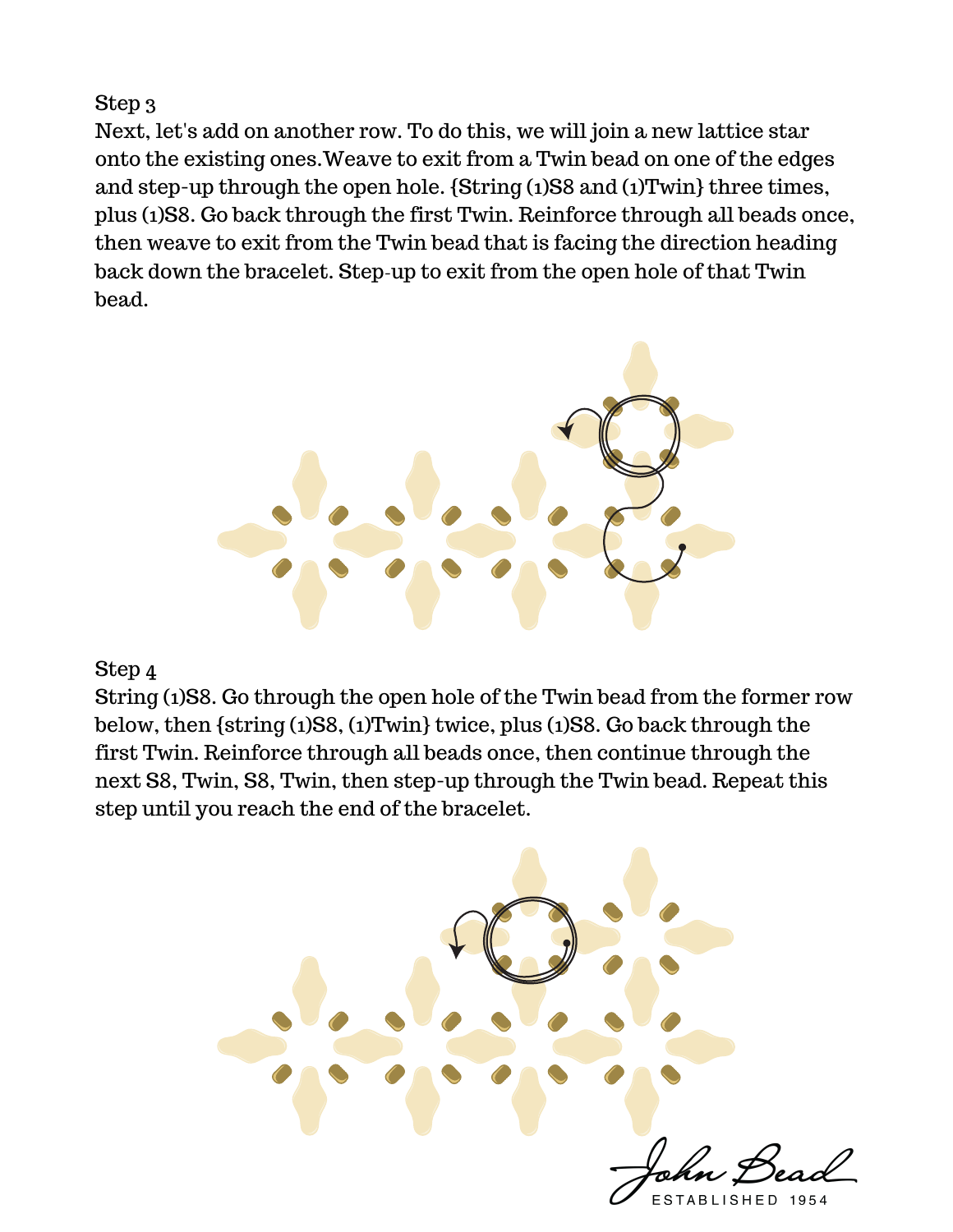Step 3

Next, let's add on another row. To do this, we will join a new lattice star onto the existing ones.Weave to exit from a Twin bead on one of the edges and step-up through the open hole. {String (1)S8 and (1)Twin} three times, plus (1)S8. Go back through the first Twin. Reinforce through all beads once, then weave to exit from the Twin bead that is facing the direction heading back down the bracelet. Step-up to exit from the open hole of that Twin bead.

Step 4

String (1)S8. Go through the open hole of the Twin bead from the former row below, then {string (1)S8, (1)Twin} twice, plus (1)S8. Go back through the first Twin. Reinforce through all beads once, then continue through the next S8, Twin, S8, Twin, then step-up through the Twin bead. Repeat this step until you reach the end of the bracelet.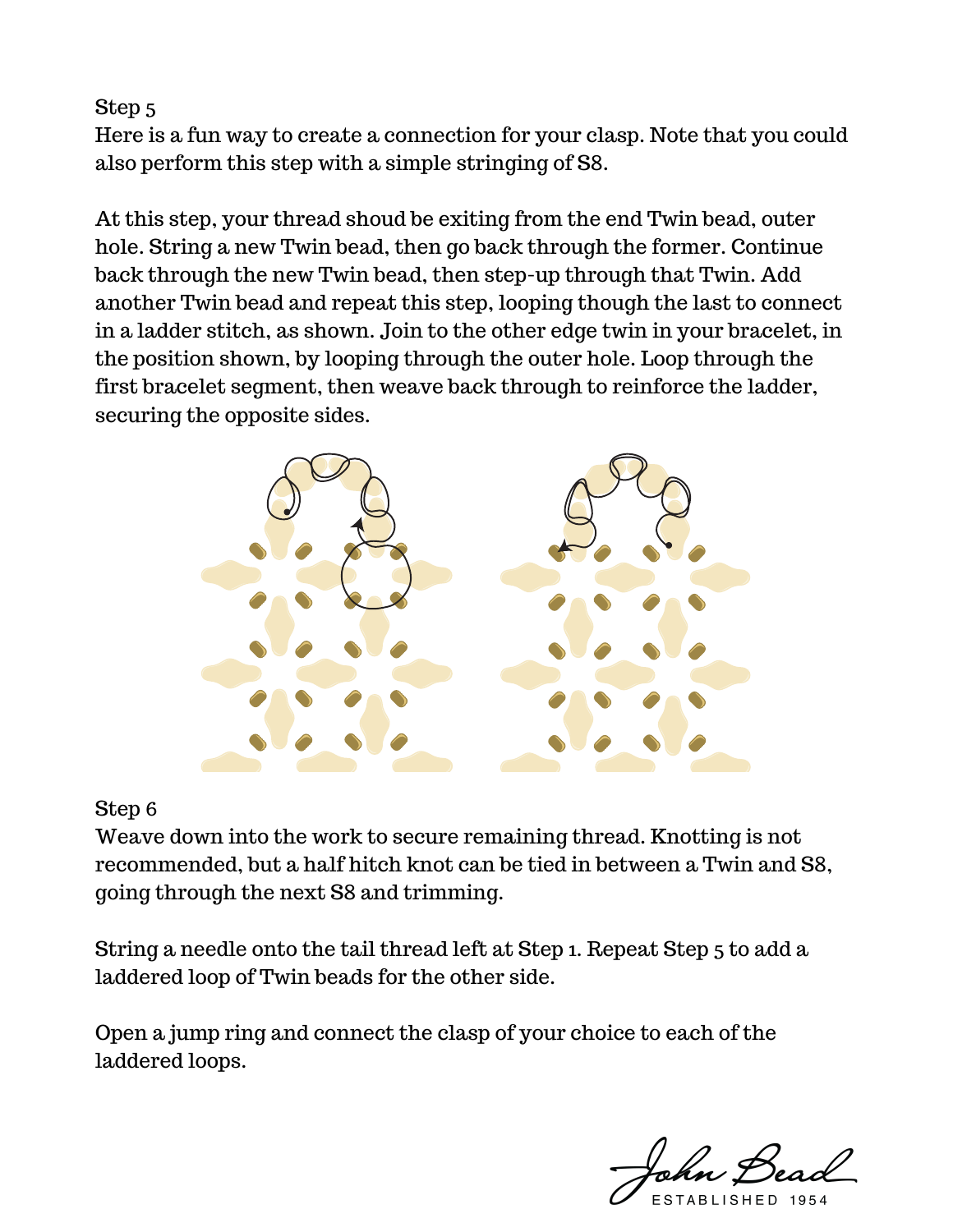Step 5

Here is a fun way to create a connection for your clasp. Note that you could also perform this step with a simple stringing of S8.

At this step, your thread shoud be exiting from the end Twin bead, outer hole. String a new Twin bead, then go back through the former. Continue back through the new Twin bead, then step-up through that Twin. Add another Twin bead and repeat this step, looping though the last to connect in a ladder stitch, as shown. Join to the other edge twin in your bracelet, in the position shown, by looping through the outer hole. Loop through the first bracelet segment, then weave back through to reinforce the ladder, securing the opposite sides.

Step 6

Weave down into the work to secure remaining thread. Knotting is not recommended, but a half hitch knot can be tied in between a Twin and S8, going through the next S8 and trimming.

String a needle onto the tail thread left at Step 1. Repeat Step 5 to add a laddered loop of Twin beads for the other side.

Open a jump ring and connect the clasp of your choice to each of the laddered loops.